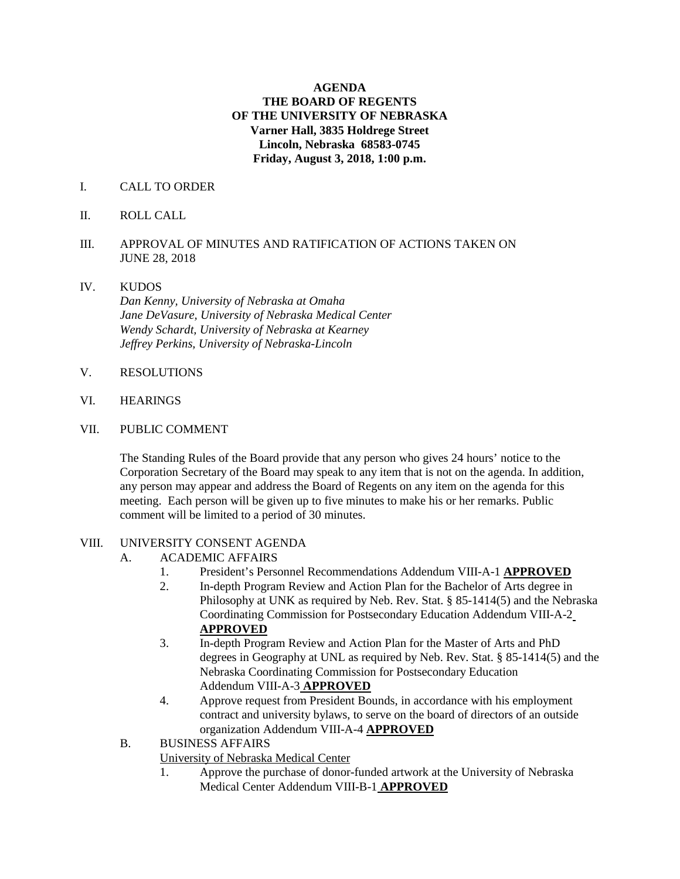**AGENDA**
**THE BOARD OF REGENTS**
**OF THE UNIVERSITY OF NEBRASKA**
**Varner Hall, 3835 Holdrege Street**
**Lincoln, Nebraska 68583-0745**
**Friday, August 3, 2018, 1:00 p.m.**

I. CALL TO ORDER

II. ROLL CALL

III. APPROVAL OF MINUTES AND RATIFICATION OF ACTIONS TAKEN ON JUNE 28, 2018

IV. KUDOS
*Dan Kenny, University of Nebraska at Omaha*
*Jane DeVasure, University of Nebraska Medical Center*
*Wendy Schardt, University of Nebraska at Kearney*
*Jeffrey Perkins, University of Nebraska-Lincoln*

V. RESOLUTIONS

VI. HEARINGS

VII. PUBLIC COMMENT

The Standing Rules of the Board provide that any person who gives 24 hours' notice to the Corporation Secretary of the Board may speak to any item that is not on the agenda. In addition, any person may appear and address the Board of Regents on any item on the agenda for this meeting. Each person will be given up to five minutes to make his or her remarks. Public comment will be limited to a period of 30 minutes.

VIII. UNIVERSITY CONSENT AGENDA

A. ACADEMIC AFFAIRS

1. President's Personnel Recommendations Addendum VIII-A-1 **APPROVED**
2. In-depth Program Review and Action Plan for the Bachelor of Arts degree in Philosophy at UNK as required by Neb. Rev. Stat. § 85-1414(5) and the Nebraska Coordinating Commission for Postsecondary Education Addendum VIII-A-2 **APPROVED**
3. In-depth Program Review and Action Plan for the Master of Arts and PhD degrees in Geography at UNL as required by Neb. Rev. Stat. § 85-1414(5) and the Nebraska Coordinating Commission for Postsecondary Education Addendum VIII-A-3 **APPROVED**
4. Approve request from President Bounds, in accordance with his employment contract and university bylaws, to serve on the board of directors of an outside organization Addendum VIII-A-4 **APPROVED**

B. BUSINESS AFFAIRS

University of Nebraska Medical Center

1. Approve the purchase of donor-funded artwork at the University of Nebraska Medical Center Addendum VIII-B-1 **APPROVED**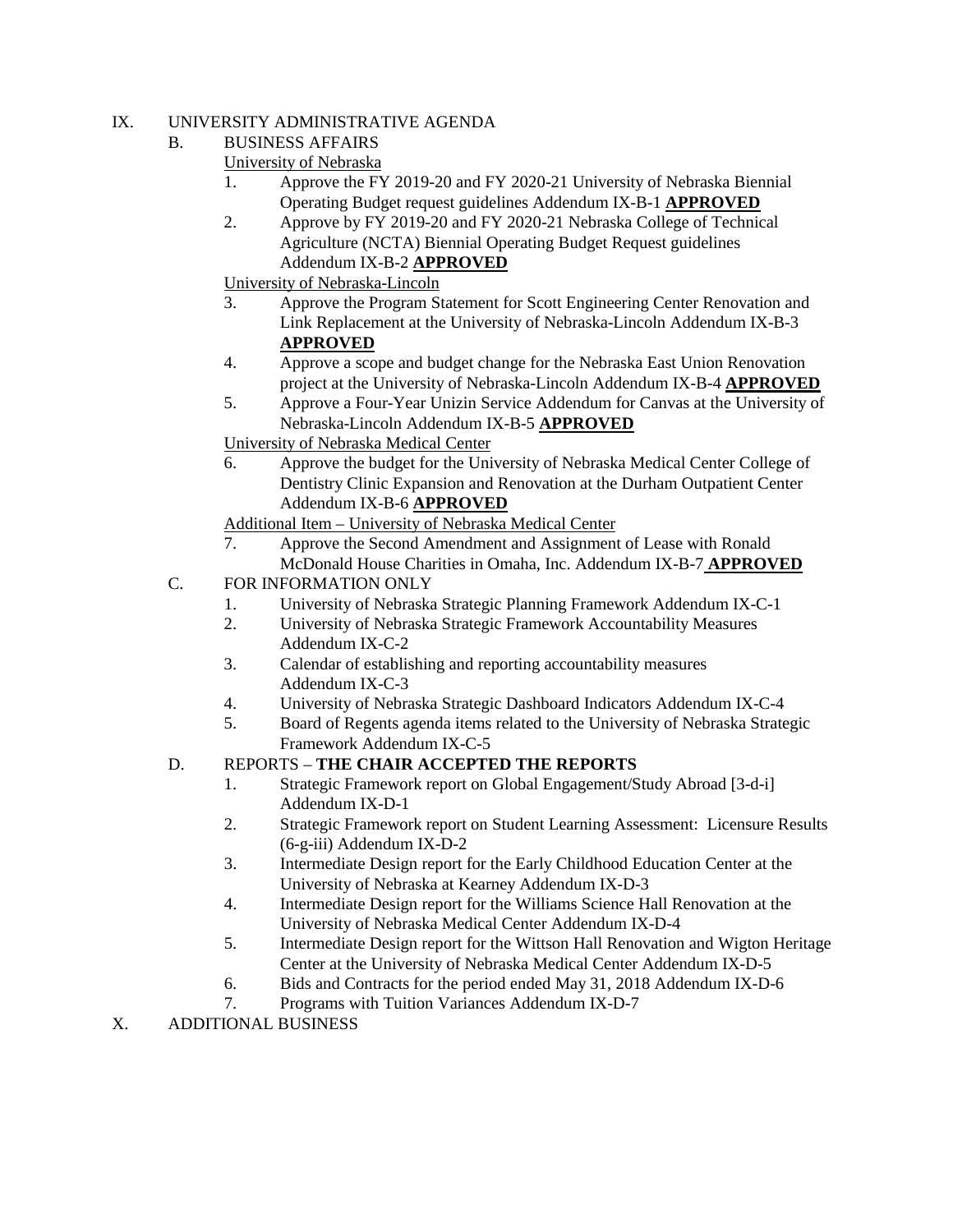IX. UNIVERSITY ADMINISTRATIVE AGENDA

B. BUSINESS AFFAIRS

University of Nebraska

1. Approve the FY 2019-20 and FY 2020-21 University of Nebraska Biennial Operating Budget request guidelines Addendum IX-B-1 **APPROVED**
2. Approve by FY 2019-20 and FY 2020-21 Nebraska College of Technical Agriculture (NCTA) Biennial Operating Budget Request guidelines Addendum IX-B-2 **APPROVED**

University of Nebraska-Lincoln

3. Approve the Program Statement for Scott Engineering Center Renovation and Link Replacement at the University of Nebraska-Lincoln Addendum IX-B-3 **APPROVED**
4. Approve a scope and budget change for the Nebraska East Union Renovation project at the University of Nebraska-Lincoln Addendum IX-B-4 **APPROVED**
5. Approve a Four-Year Unizin Service Addendum for Canvas at the University of Nebraska-Lincoln Addendum IX-B-5 **APPROVED**

University of Nebraska Medical Center

6. Approve the budget for the University of Nebraska Medical Center College of Dentistry Clinic Expansion and Renovation at the Durham Outpatient Center Addendum IX-B-6 **APPROVED**

Additional Item – University of Nebraska Medical Center

7. Approve the Second Amendment and Assignment of Lease with Ronald McDonald House Charities in Omaha, Inc. Addendum IX-B-7 **APPROVED**

C. FOR INFORMATION ONLY

1. University of Nebraska Strategic Planning Framework Addendum IX-C-1
2. University of Nebraska Strategic Framework Accountability Measures Addendum IX-C-2
3. Calendar of establishing and reporting accountability measures Addendum IX-C-3
4. University of Nebraska Strategic Dashboard Indicators Addendum IX-C-4
5. Board of Regents agenda items related to the University of Nebraska Strategic Framework Addendum IX-C-5

D. REPORTS – **THE CHAIR ACCEPTED THE REPORTS**

1. Strategic Framework report on Global Engagement/Study Abroad [3-d-i] Addendum IX-D-1
2. Strategic Framework report on Student Learning Assessment: Licensure Results (6-g-iii) Addendum IX-D-2
3. Intermediate Design report for the Early Childhood Education Center at the University of Nebraska at Kearney Addendum IX-D-3
4. Intermediate Design report for the Williams Science Hall Renovation at the University of Nebraska Medical Center Addendum IX-D-4
5. Intermediate Design report for the Wittson Hall Renovation and Wigton Heritage Center at the University of Nebraska Medical Center Addendum IX-D-5
6. Bids and Contracts for the period ended May 31, 2018 Addendum IX-D-6
7. Programs with Tuition Variances Addendum IX-D-7

X. ADDITIONAL BUSINESS